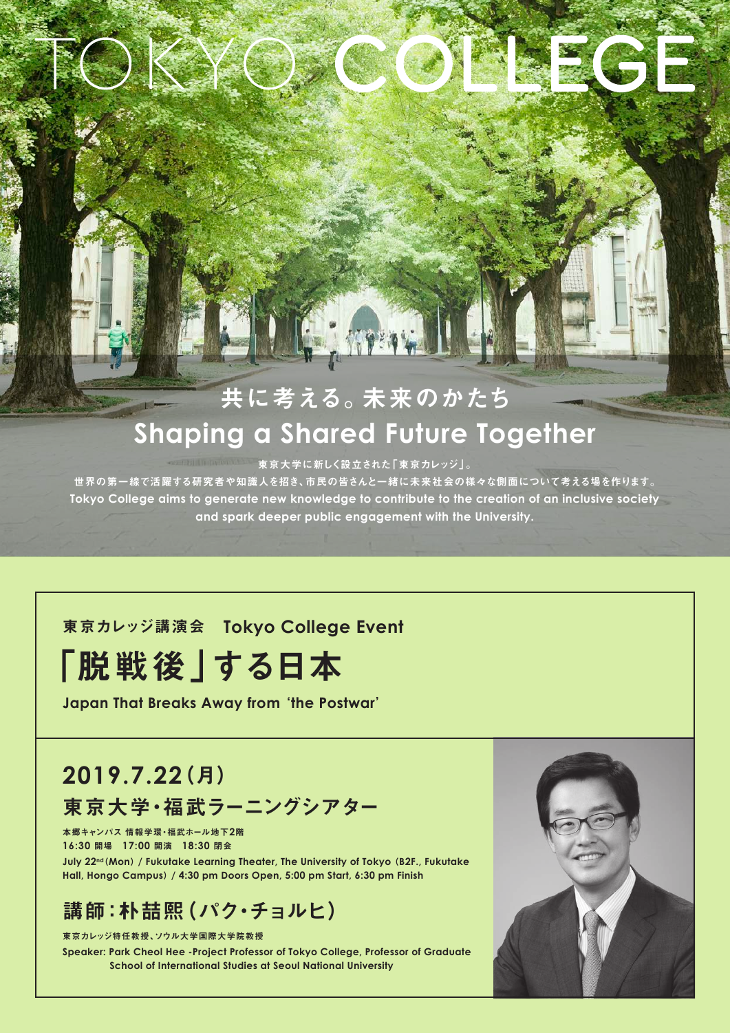# TOKYO COLLEGE

## 共に考える。未来のかたち
## Shaping a Shared Future Together

東京大学に新しく設立された「東京カレッジ」。
世界の第一線で活躍する研究者や知識人を招き、市民の皆さんと一緒に未来社会の様々な側面について考える場を作ります。
Tokyo College aims to generate new knowledge to contribute to the creation of an inclusive society and spark deeper public engagement with the University.

東京カレッジ講演会　Tokyo College Event

# 「脱戦後」する日本

**Japan That Breaks Away from 'the Postwar'**

## 2019.7.22（月）

## 東京大学・福武ラーニングシアター

本郷キャンパス 情報学環・福武ホール地下2階
16:30 開場　17:00 開演　18:30 閉会
July 22nd (Mon) / Fukutake Learning Theater, The University of Tokyo (B2F., Fukutake Hall, Hongo Campus) / 4:30 pm Doors Open, 5:00 pm Start, 6:30 pm Finish

## 講師：朴喆熙（パク・チョルヒ）

東京カレッジ特任教授、ソウル大学国際大学院教授
Speaker: Park Cheol Hee -Project Professor of Tokyo College, Professor of Graduate School of International Studies at Seoul National University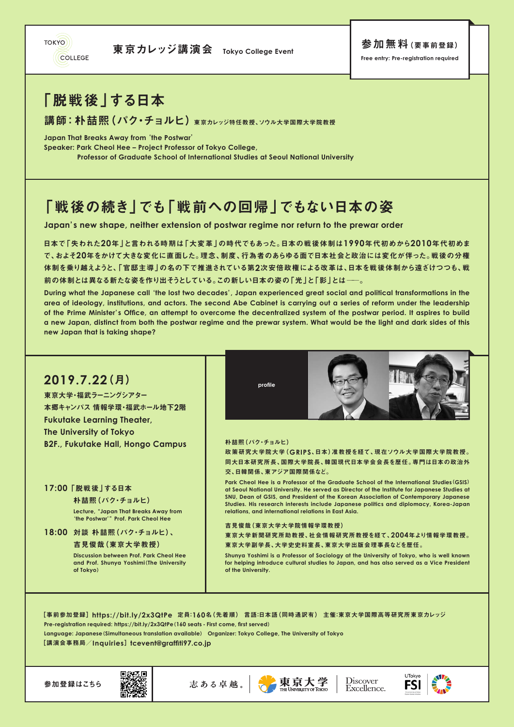TOKYO COLLEGE

**東京カレッジ講演会** Tokyo College Event

**参加無料（要事前登録）**
Free entry: Pre-registration required

# 「脱戦後」する日本

## 講師：朴喆熙（パク・チョルヒ）東京カレッジ特任教授、ソウル大学国際大学院教授

**Japan That Breaks Away from 'the Postwar'**
**Speaker: Park Cheol Hee – Project Professor of Tokyo College,**
**Professor of Graduate School of International Studies at Seoul National University**

## 「戦後の続き」でも「戦前への回帰」でもない日本の姿

**Japan's new shape, neither extension of postwar regime nor return to the prewar order**

日本で「失われた20年」と言われる時期は「大変革」の時代でもあった。日本の戦後体制は1990年代初めから2010年代初めまで、およそ20年をかけて大きな変化に直面した。理念、制度、行為者のあらゆる面で日本社会と政治には変化が伴った。戦後の分権体制を乗り越えようと、「官邸主導」の名の下で推進されている第2次安倍政権による改革は、日本を戦後体制から遠ざけつつも、戦前の体制とは異なる新たな姿を作り出そうとしている。この新しい日本の姿の「光」と「影」とは――。

During what the Japanese call 'the lost two decades', Japan experienced great social and political transformations in the area of ideology, institutions, and actors. The second Abe Cabinet is carrying out a series of reform under the leadership of the Prime Minister's Office, an attempt to overcome the decentralized system of the postwar period. It aspires to build a new Japan, distinct from both the postwar regime and the prewar system. What would be the light and dark sides of this new Japan that is taking shape?

## 2019.7.22（月）

東京大学・福武ラーニングシアター
本郷キャンパス 情報学環・福武ホール地下2階
**Fukutake Learning Theater, The University of Tokyo**
**B2F., Fukutake Hall, Hongo Campus**

**17:00** 「脱戦後」する日本
朴喆熙（パク・チョルヒ）
Lecture, "Japan That Breaks Away from 'the Postwar'" Prof. Park Cheol Hee

**18:00** 対談 朴喆熙（パク・チョルヒ）、吉見俊哉（東京大学教授）
Discussion between Prof. Park Cheol Hee and Prof. Shunya Yoshimi (The University of Tokyo)

profile

**朴喆熙（パク・チョルヒ）**
政策研究大学院大学（GRIPS、日本）准教授を経て、現在ソウル大学国際大学院教授。同大日本研究所長、国際大学院長、韓国現代日本学会会長を歴任。専門は日本の政治外交、日韓関係、東アジア国際関係など。

Park Cheol Hee is a Professor of the Graduate School of the International Studies (GSIS) at Seoul National University. He served as Director of the Institute for Japanese Studies at SNU, Dean of GSIS, and President of the Korean Association of Contemporary Japanese Studies. His research interests include Japanese politics and diplomacy, Korea-Japan relations, and international relations in East Asia.

**吉見俊哉（東京大学大学院情報学環教授）**
東京大学新聞研究所助教授、社会情報研究所教授を経て、2004年より情報学環教授。東京大学副学長、大学史史料室長、東京大学出版会理事長などを歴任。

Shunya Yoshimi is a Professor of Sociology at the University of Tokyo, who is well known for helping introduce cultural studies to Japan, and has also served as a Vice President of the University.

［事前参加登録］https://bit.ly/2x3QtPe 定員:160名（先着順） 言語:日本語（同時通訳有） 主催:東京大学国際高等研究所東京カレッジ
Pre-registration required: https://bit.ly/2x3QtPe (160 seats - First come, first served)
Language: Japanese (Simultaneous translation available) Organizer: Tokyo College, The University of Tokyo
［講演会事務局／Inquiries］tcevent@graffiti97.co.jp

参加登録はこちら

志ある卓越。 東京大学 THE UNIVERSITY OF TOKYO Discover Excellence. UTokyo FSI